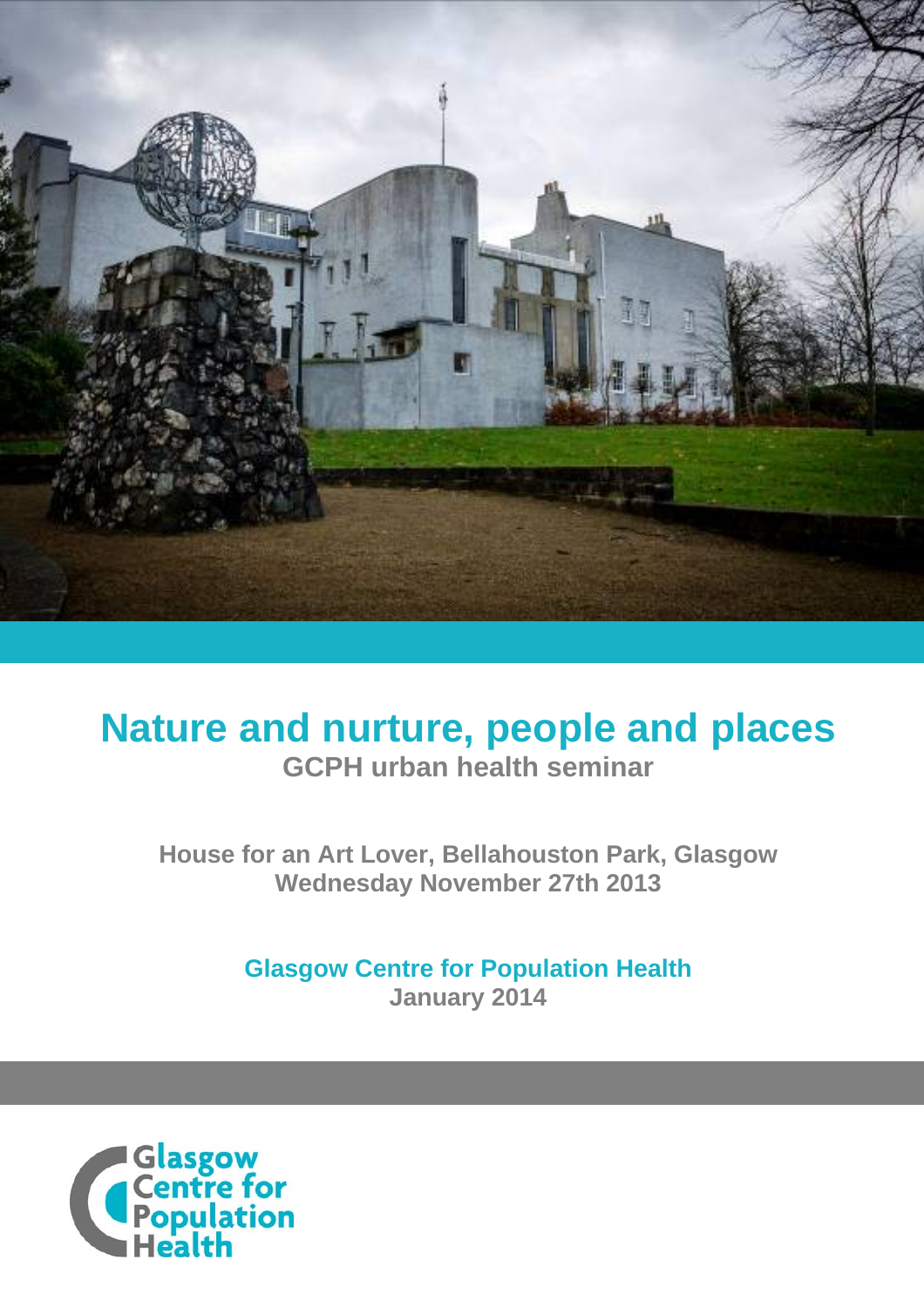# Nature and nurture, people and places

## GCPH urban health seminar

**House for an Art Lover, Bellahouston Park, Glasgow**
**Wednesday November 27th 2013**

**Glasgow Centre for Population Health**
**January 2014**

Glasgow Centre for Population Health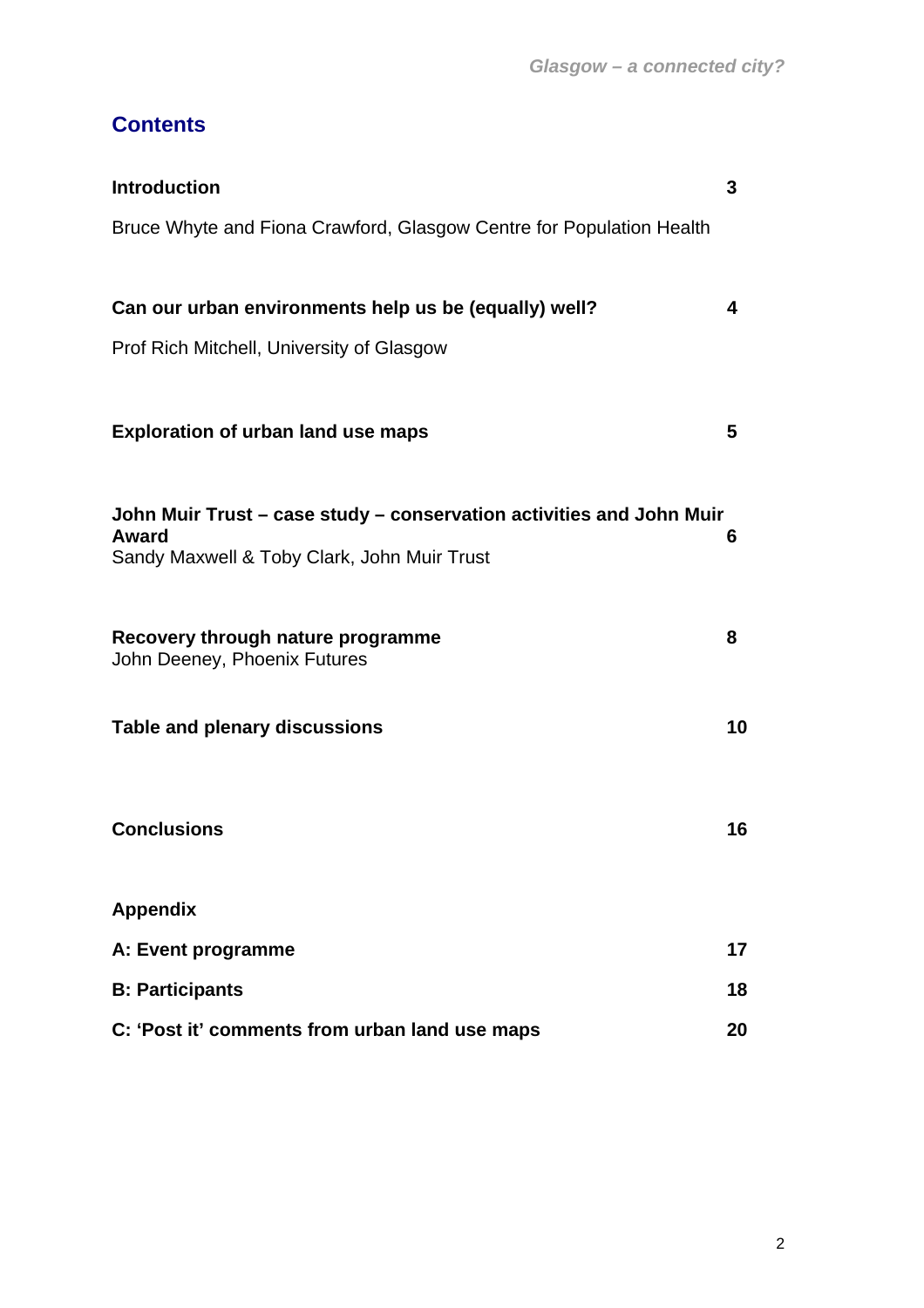## Contents

| | |
|---|---|
| **Introduction** | **3** |
| Bruce Whyte and Fiona Crawford, Glasgow Centre for Population Health | |
| **Can our urban environments help us be (equally) well?** | **4** |
| Prof Rich Mitchell, University of Glasgow | |
| **Exploration of urban land use maps** | **5** |
| **John Muir Trust – case study – conservation activities and John Muir Award** | **6** |
| Sandy Maxwell & Toby Clark, John Muir Trust | |
| **Recovery through nature programme** | **8** |
| John Deeney, Phoenix Futures | |
| **Table and plenary discussions** | **10** |
| **Conclusions** | **16** |
| **Appendix** | |
| **A: Event programme** | **17** |
| **B: Participants** | **18** |
| **C: 'Post it' comments from urban land use maps** | **20** |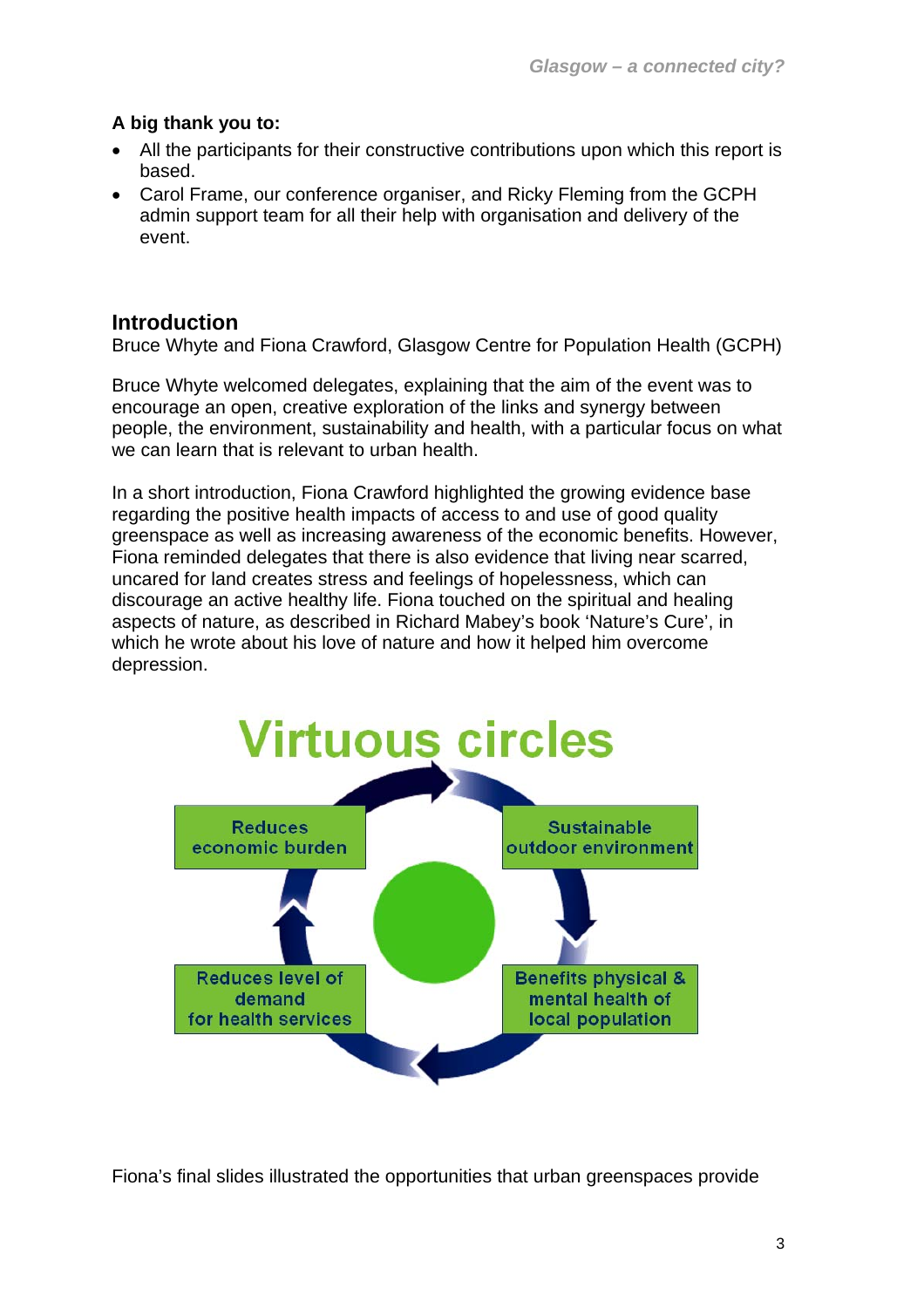**A big thank you to:**

- All the participants for their constructive contributions upon which this report is based.
- Carol Frame, our conference organiser, and Ricky Fleming from the GCPH admin support team for all their help with organisation and delivery of the event.

## Introduction

Bruce Whyte and Fiona Crawford, Glasgow Centre for Population Health (GCPH)

Bruce Whyte welcomed delegates, explaining that the aim of the event was to encourage an open, creative exploration of the links and synergy between people, the environment, sustainability and health, with a particular focus on what we can learn that is relevant to urban health.

In a short introduction, Fiona Crawford highlighted the growing evidence base regarding the positive health impacts of access to and use of good quality greenspace as well as increasing awareness of the economic benefits. However, Fiona reminded delegates that there is also evidence that living near scarred, uncared for land creates stress and feelings of hopelessness, which can discourage an active healthy life. Fiona touched on the spiritual and healing aspects of nature, as described in Richard Mabey's book 'Nature's Cure', in which he wrote about his love of nature and how it helped him overcome depression.

**Virtuous circles**

- Sustainable outdoor environment
- Benefits physical & mental health of local population
- Reduces level of demand for health services
- Reduces economic burden

Fiona's final slides illustrated the opportunities that urban greenspaces provide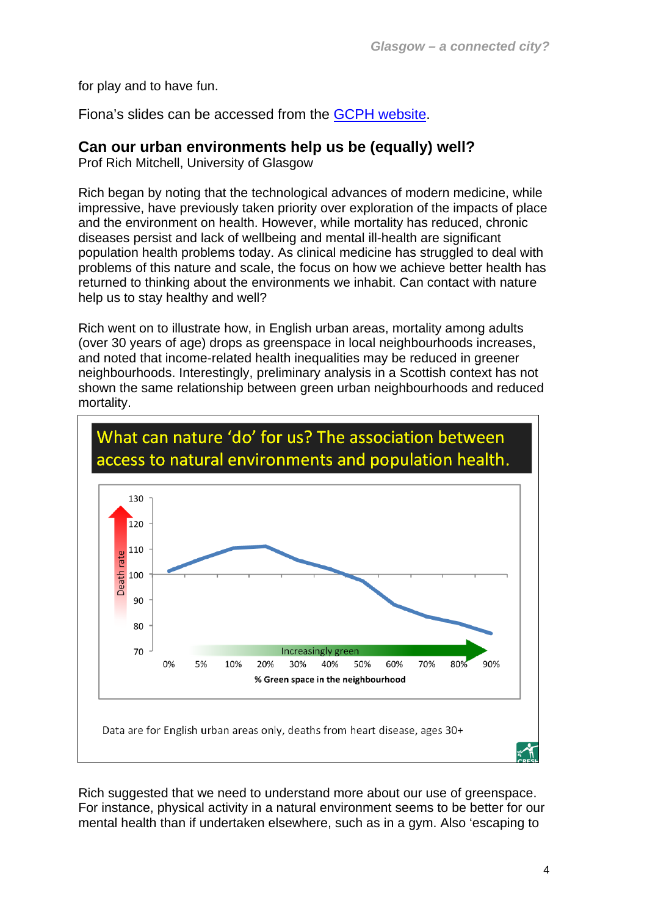for play and to have fun.

Fiona's slides can be accessed from the [GCPH website](GCPH website).

### Can our urban environments help us be (equally) well?

Prof Rich Mitchell, University of Glasgow

Rich began by noting that the technological advances of modern medicine, while impressive, have previously taken priority over exploration of the impacts of place and the environment on health. However, while mortality has reduced, chronic diseases persist and lack of wellbeing and mental ill-health are significant population health problems today. As clinical medicine has struggled to deal with problems of this nature and scale, the focus on how we achieve better health has returned to thinking about the environments we inhabit. Can contact with nature help us to stay healthy and well?

Rich went on to illustrate how, in English urban areas, mortality among adults (over 30 years of age) drops as greenspace in local neighbourhoods increases, and noted that income-related health inequalities may be reduced in greener neighbourhoods. Interestingly, preliminary analysis in a Scottish context has not shown the same relationship between green urban neighbourhoods and reduced mortality.

What can nature 'do' for us? The association between access to natural environments and population health.

Data are for English urban areas only, deaths from heart disease, ages 30+

Rich suggested that we need to understand more about our use of greenspace. For instance, physical activity in a natural environment seems to be better for our mental health than if undertaken elsewhere, such as in a gym. Also 'escaping to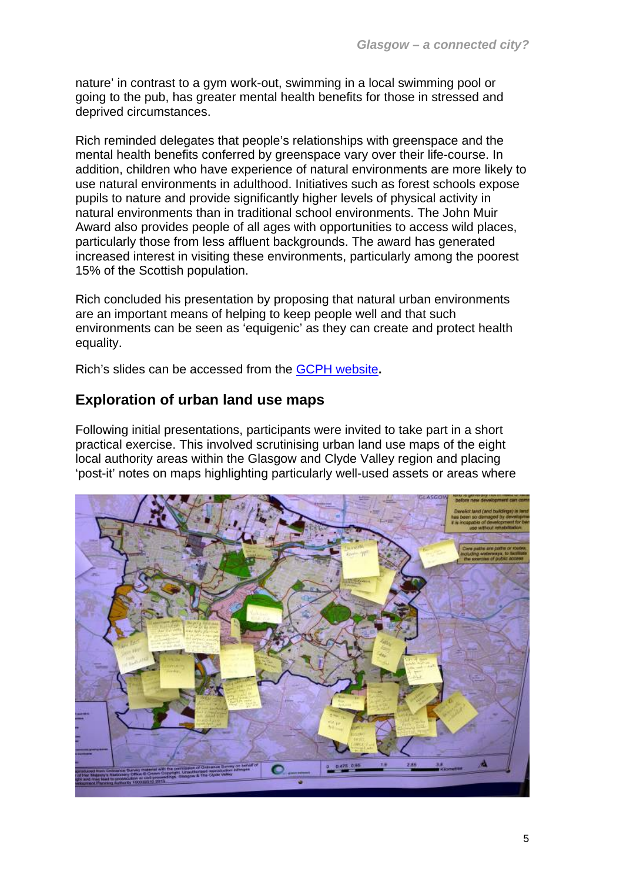nature' in contrast to a gym work-out, swimming in a local swimming pool or going to the pub, has greater mental health benefits for those in stressed and deprived circumstances.

Rich reminded delegates that people's relationships with greenspace and the mental health benefits conferred by greenspace vary over their life-course. In addition, children who have experience of natural environments are more likely to use natural environments in adulthood. Initiatives such as forest schools expose pupils to nature and provide significantly higher levels of physical activity in natural environments than in traditional school environments. The John Muir Award also provides people of all ages with opportunities to access wild places, particularly those from less affluent backgrounds. The award has generated increased interest in visiting these environments, particularly among the poorest 15% of the Scottish population.

Rich concluded his presentation by proposing that natural urban environments are an important means of helping to keep people well and that such environments can be seen as 'equigenic' as they can create and protect health equality.

Rich's slides can be accessed from the GCPH website**.**

## Exploration of urban land use maps

Following initial presentations, participants were invited to take part in a short practical exercise. This involved scrutinising urban land use maps of the eight local authority areas within the Glasgow and Clyde Valley region and placing 'post-it' notes on maps highlighting particularly well-used assets or areas where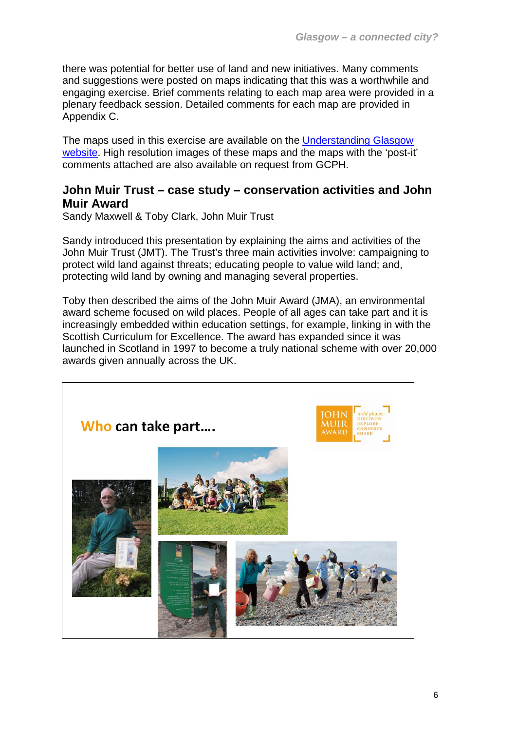there was potential for better use of land and new initiatives. Many comments and suggestions were posted on maps indicating that this was a worthwhile and engaging exercise. Brief comments relating to each map area were provided in a plenary feedback session. Detailed comments for each map are provided in Appendix C.

The maps used in this exercise are available on the Understanding Glasgow website. High resolution images of these maps and the maps with the 'post-it' comments attached are also available on request from GCPH.

## John Muir Trust – case study – conservation activities and John Muir Award

Sandy Maxwell & Toby Clark, John Muir Trust

Sandy introduced this presentation by explaining the aims and activities of the John Muir Trust (JMT). The Trust's three main activities involve: campaigning to protect wild land against threats; educating people to value wild land; and, protecting wild land by owning and managing several properties.

Toby then described the aims of the John Muir Award (JMA), an environmental award scheme focused on wild places. People of all ages can take part and it is increasingly embedded within education settings, for example, linking in with the Scottish Curriculum for Excellence. The award has expanded since it was launched in Scotland in 1997 to become a truly national scheme with over 20,000 awards given annually across the UK.

**Who can take part....**

JOHN MUIR AWARD — wild places: DISCOVER EXPLORE CONSERVE SHARE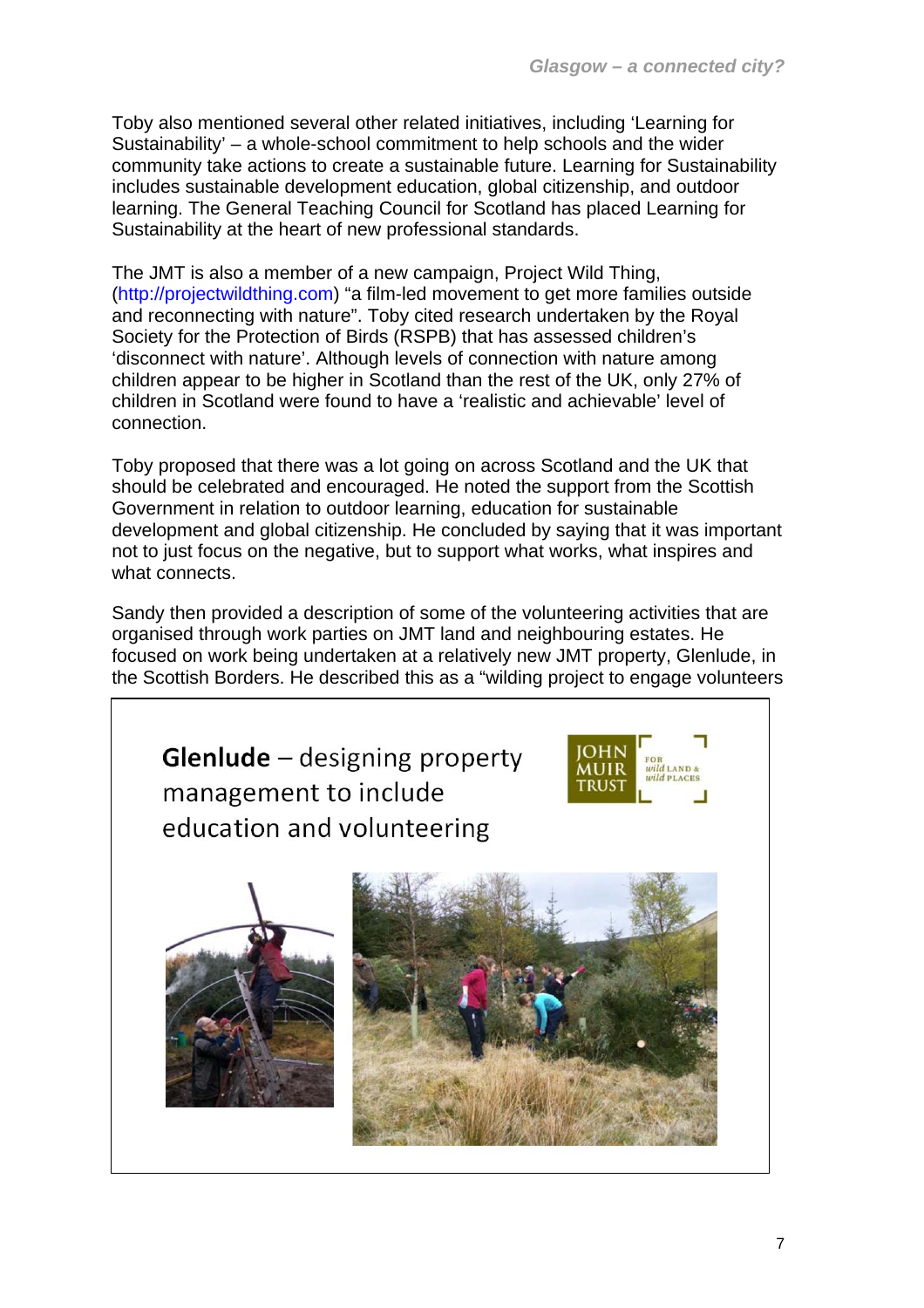Toby also mentioned several other related initiatives, including 'Learning for Sustainability' – a whole-school commitment to help schools and the wider community take actions to create a sustainable future. Learning for Sustainability includes sustainable development education, global citizenship, and outdoor learning. The General Teaching Council for Scotland has placed Learning for Sustainability at the heart of new professional standards.

The JMT is also a member of a new campaign, Project Wild Thing, (http://projectwildthing.com) "a film-led movement to get more families outside and reconnecting with nature". Toby cited research undertaken by the Royal Society for the Protection of Birds (RSPB) that has assessed children's 'disconnect with nature'. Although levels of connection with nature among children appear to be higher in Scotland than the rest of the UK, only 27% of children in Scotland were found to have a 'realistic and achievable' level of connection.

Toby proposed that there was a lot going on across Scotland and the UK that should be celebrated and encouraged. He noted the support from the Scottish Government in relation to outdoor learning, education for sustainable development and global citizenship. He concluded by saying that it was important not to just focus on the negative, but to support what works, what inspires and what connects.

Sandy then provided a description of some of the volunteering activities that are organised through work parties on JMT land and neighbouring estates. He focused on work being undertaken at a relatively new JMT property, Glenlude, in the Scottish Borders. He described this as a "wilding project to engage volunteers

**Glenlude** – designing property management to include education and volunteering

JOHN MUIR TRUST — FOR *wild* LAND & *wild* PLACES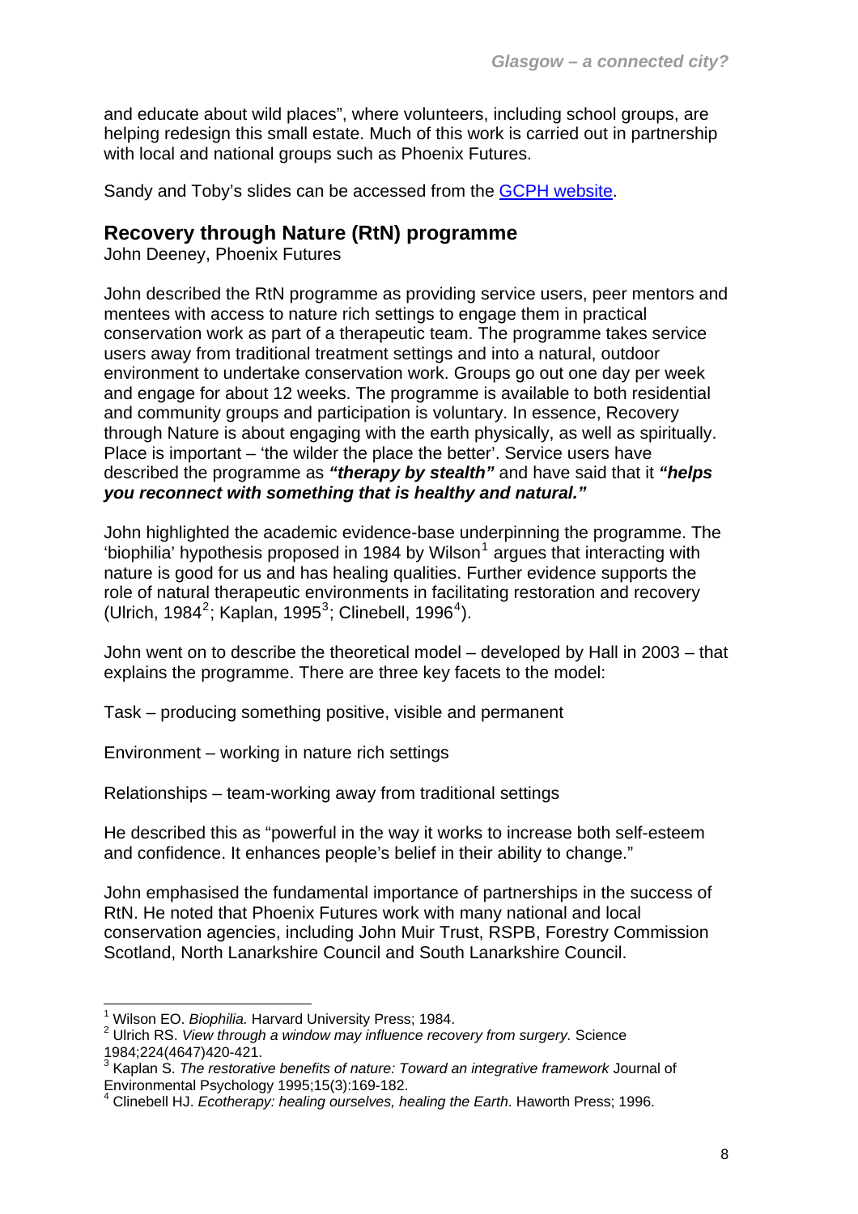and educate about wild places", where volunteers, including school groups, are helping redesign this small estate. Much of this work is carried out in partnership with local and national groups such as Phoenix Futures.

Sandy and Toby's slides can be accessed from the GCPH website.

## Recovery through Nature (RtN) programme

John Deeney, Phoenix Futures

John described the RtN programme as providing service users, peer mentors and mentees with access to nature rich settings to engage them in practical conservation work as part of a therapeutic team. The programme takes service users away from traditional treatment settings and into a natural, outdoor environment to undertake conservation work. Groups go out one day per week and engage for about 12 weeks. The programme is available to both residential and community groups and participation is voluntary. In essence, Recovery through Nature is about engaging with the earth physically, as well as spiritually. Place is important – 'the wilder the place the better'. Service users have described the programme as ***"therapy by stealth"*** and have said that it ***"helps you reconnect with something that is healthy and natural."***

John highlighted the academic evidence-base underpinning the programme. The 'biophilia' hypothesis proposed in 1984 by Wilson[1] argues that interacting with nature is good for us and has healing qualities. Further evidence supports the role of natural therapeutic environments in facilitating restoration and recovery (Ulrich, 1984[2]; Kaplan, 1995[3]; Clinebell, 1996[4]).

John went on to describe the theoretical model – developed by Hall in 2003 – that explains the programme. There are three key facets to the model:

Task – producing something positive, visible and permanent

Environment – working in nature rich settings

Relationships – team-working away from traditional settings

He described this as "powerful in the way it works to increase both self-esteem and confidence. It enhances people's belief in their ability to change."

John emphasised the fundamental importance of partnerships in the success of RtN. He noted that Phoenix Futures work with many national and local conservation agencies, including John Muir Trust, RSPB, Forestry Commission Scotland, North Lanarkshire Council and South Lanarkshire Council.

---

[1] Wilson EO. *Biophilia.* Harvard University Press; 1984.

[2] Ulrich RS. *View through a window may influence recovery from surgery.* Science 1984;224(4647)420-421.

[3] Kaplan S. *The restorative benefits of nature: Toward an integrative framework* Journal of Environmental Psychology 1995;15(3):169-182.

[4] Clinebell HJ. *Ecotherapy: healing ourselves, healing the Earth*. Haworth Press; 1996.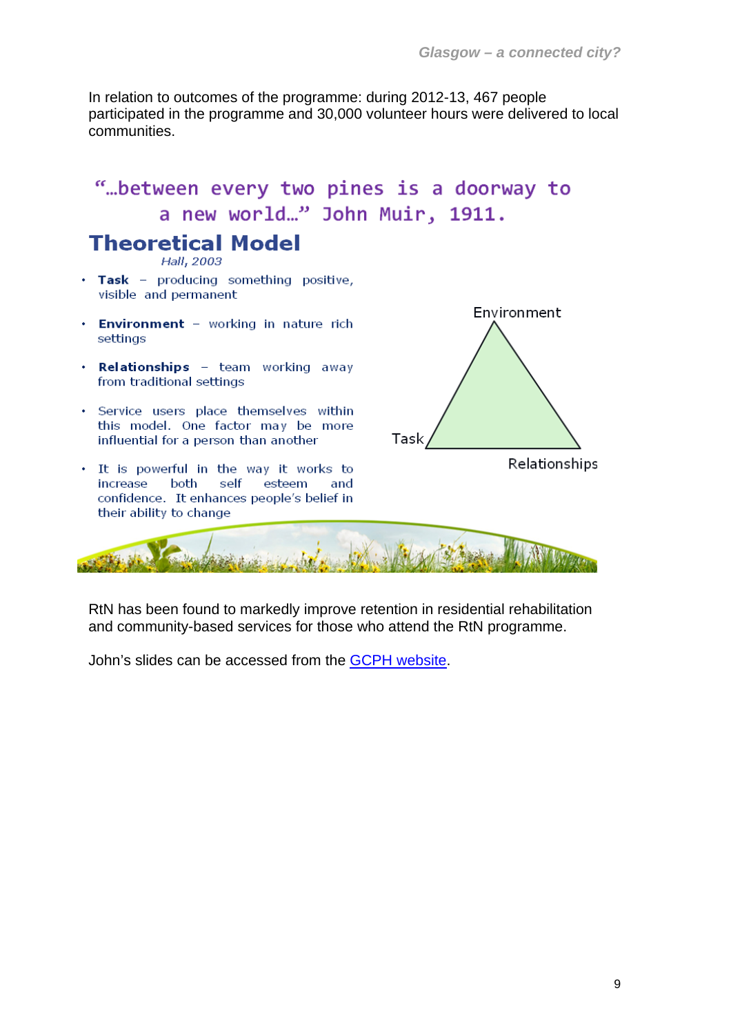In relation to outcomes of the programme: during 2012-13, 467 people participated in the programme and 30,000 volunteer hours were delivered to local communities.

"…between every two pines is a doorway to a new world…" John Muir, 1911.

## Theoretical Model

*Hall, 2003*

- **Task** – producing something positive, visible and permanent
- **Environment** – working in nature rich settings
- **Relationships** – team working away from traditional settings
- Service users place themselves within this model. One factor may be more influential for a person than another
- It is powerful in the way it works to increase both self esteem and confidence. It enhances people's belief in their ability to change

Environment

Task

Relationships

RtN has been found to markedly improve retention in residential rehabilitation and community-based services for those who attend the RtN programme.

John's slides can be accessed from the GCPH website.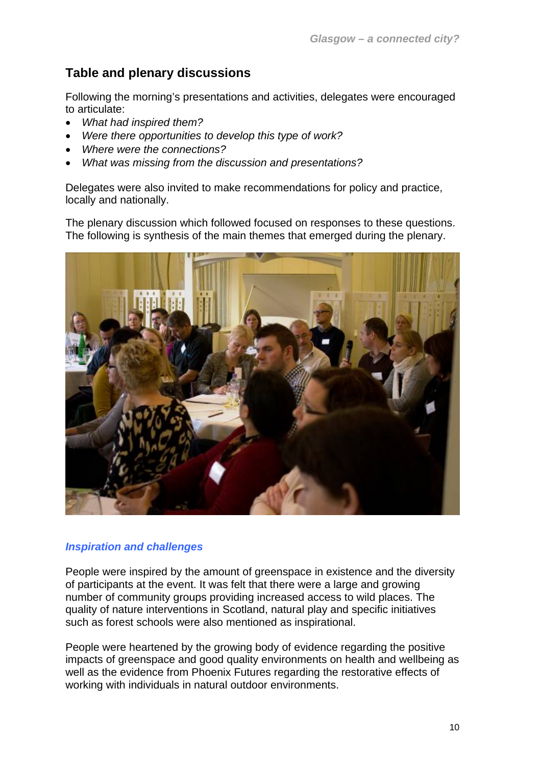## Table and plenary discussions

Following the morning's presentations and activities, delegates were encouraged to articulate:

- *What had inspired them?*
- *Were there opportunities to develop this type of work?*
- *Where were the connections?*
- *What was missing from the discussion and presentations?*

Delegates were also invited to make recommendations for policy and practice, locally and nationally.

The plenary discussion which followed focused on responses to these questions. The following is synthesis of the main themes that emerged during the plenary.

### *Inspiration and challenges*

People were inspired by the amount of greenspace in existence and the diversity of participants at the event. It was felt that there were a large and growing number of community groups providing increased access to wild places. The quality of nature interventions in Scotland, natural play and specific initiatives such as forest schools were also mentioned as inspirational.

People were heartened by the growing body of evidence regarding the positive impacts of greenspace and good quality environments on health and wellbeing as well as the evidence from Phoenix Futures regarding the restorative effects of working with individuals in natural outdoor environments.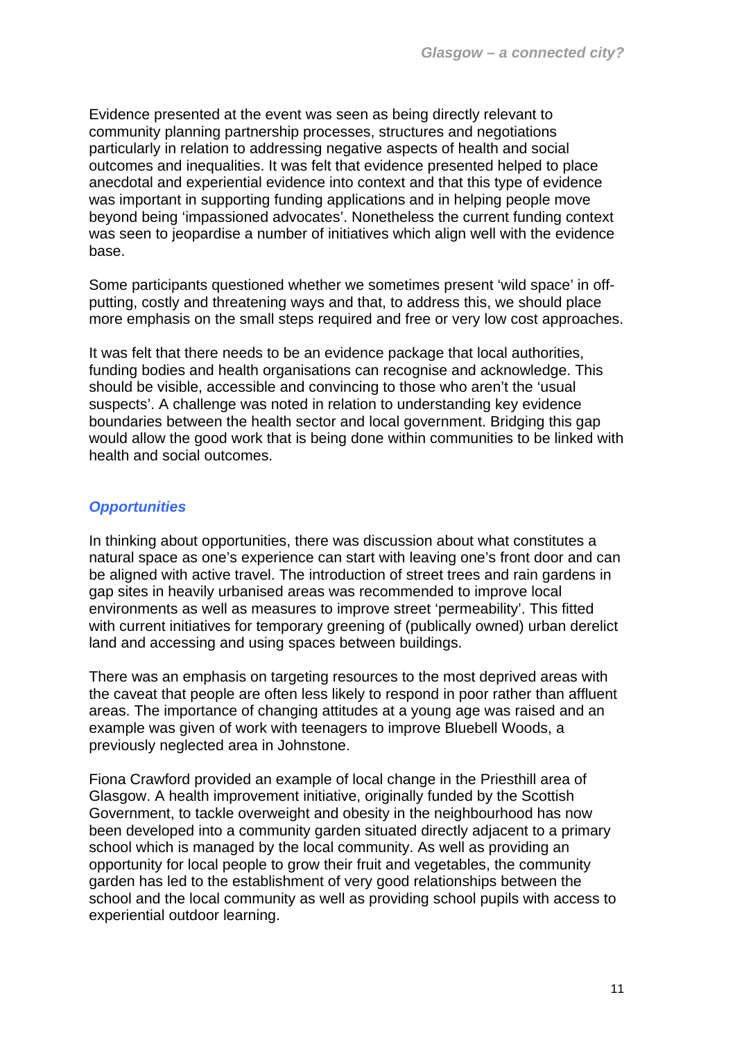Evidence presented at the event was seen as being directly relevant to community planning partnership processes, structures and negotiations particularly in relation to addressing negative aspects of health and social outcomes and inequalities. It was felt that evidence presented helped to place anecdotal and experiential evidence into context and that this type of evidence was important in supporting funding applications and in helping people move beyond being 'impassioned advocates'. Nonetheless the current funding context was seen to jeopardise a number of initiatives which align well with the evidence base.

Some participants questioned whether we sometimes present 'wild space' in off-putting, costly and threatening ways and that, to address this, we should place more emphasis on the small steps required and free or very low cost approaches.

It was felt that there needs to be an evidence package that local authorities, funding bodies and health organisations can recognise and acknowledge. This should be visible, accessible and convincing to those who aren't the 'usual suspects'. A challenge was noted in relation to understanding key evidence boundaries between the health sector and local government. Bridging this gap would allow the good work that is being done within communities to be linked with health and social outcomes.

### *Opportunities*

In thinking about opportunities, there was discussion about what constitutes a natural space as one's experience can start with leaving one's front door and can be aligned with active travel. The introduction of street trees and rain gardens in gap sites in heavily urbanised areas was recommended to improve local environments as well as measures to improve street 'permeability'. This fitted with current initiatives for temporary greening of (publically owned) urban derelict land and accessing and using spaces between buildings.

There was an emphasis on targeting resources to the most deprived areas with the caveat that people are often less likely to respond in poor rather than affluent areas. The importance of changing attitudes at a young age was raised and an example was given of work with teenagers to improve Bluebell Woods, a previously neglected area in Johnstone.

Fiona Crawford provided an example of local change in the Priesthill area of Glasgow. A health improvement initiative, originally funded by the Scottish Government, to tackle overweight and obesity in the neighbourhood has now been developed into a community garden situated directly adjacent to a primary school which is managed by the local community. As well as providing an opportunity for local people to grow their fruit and vegetables, the community garden has led to the establishment of very good relationships between the school and the local community as well as providing school pupils with access to experiential outdoor learning.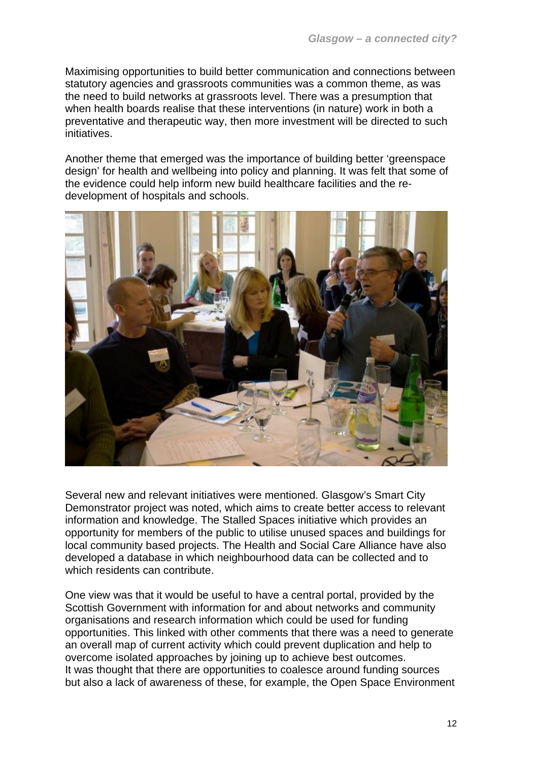Maximising opportunities to build better communication and connections between statutory agencies and grassroots communities was a common theme, as was the need to build networks at grassroots level. There was a presumption that when health boards realise that these interventions (in nature) work in both a preventative and therapeutic way, then more investment will be directed to such initiatives.

Another theme that emerged was the importance of building better 'greenspace design' for health and wellbeing into policy and planning. It was felt that some of the evidence could help inform new build healthcare facilities and the re-development of hospitals and schools.

Several new and relevant initiatives were mentioned. Glasgow's Smart City Demonstrator project was noted, which aims to create better access to relevant information and knowledge. The Stalled Spaces initiative which provides an opportunity for members of the public to utilise unused spaces and buildings for local community based projects. The Health and Social Care Alliance have also developed a database in which neighbourhood data can be collected and to which residents can contribute.

One view was that it would be useful to have a central portal, provided by the Scottish Government with information for and about networks and community organisations and research information which could be used for funding opportunities. This linked with other comments that there was a need to generate an overall map of current activity which could prevent duplication and help to overcome isolated approaches by joining up to achieve best outcomes.
It was thought that there are opportunities to coalesce around funding sources but also a lack of awareness of these, for example, the Open Space Environment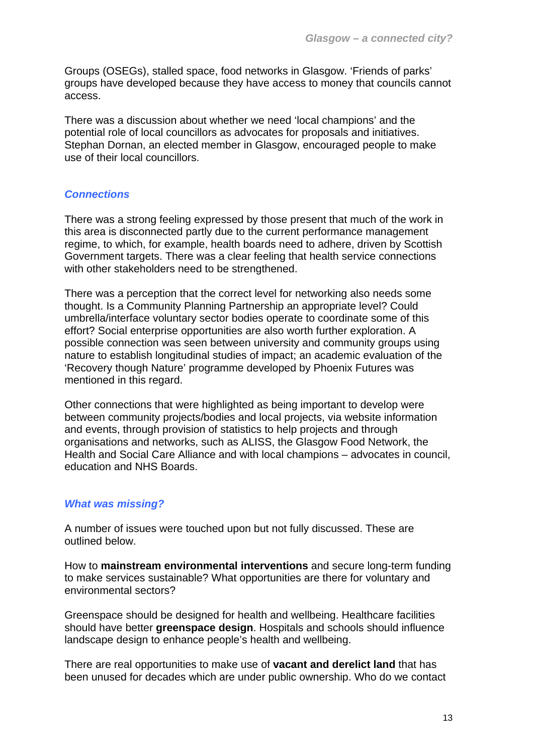Groups (OSEGs), stalled space, food networks in Glasgow. 'Friends of parks' groups have developed because they have access to money that councils cannot access.

There was a discussion about whether we need 'local champions' and the potential role of local councillors as advocates for proposals and initiatives. Stephan Dornan, an elected member in Glasgow, encouraged people to make use of their local councillors.

### *Connections*

There was a strong feeling expressed by those present that much of the work in this area is disconnected partly due to the current performance management regime, to which, for example, health boards need to adhere, driven by Scottish Government targets. There was a clear feeling that health service connections with other stakeholders need to be strengthened.

There was a perception that the correct level for networking also needs some thought. Is a Community Planning Partnership an appropriate level? Could umbrella/interface voluntary sector bodies operate to coordinate some of this effort? Social enterprise opportunities are also worth further exploration. A possible connection was seen between university and community groups using nature to establish longitudinal studies of impact; an academic evaluation of the 'Recovery though Nature' programme developed by Phoenix Futures was mentioned in this regard.

Other connections that were highlighted as being important to develop were between community projects/bodies and local projects, via website information and events, through provision of statistics to help projects and through organisations and networks, such as ALISS, the Glasgow Food Network, the Health and Social Care Alliance and with local champions – advocates in council, education and NHS Boards.

### *What was missing?*

A number of issues were touched upon but not fully discussed. These are outlined below.

How to **mainstream environmental interventions** and secure long-term funding to make services sustainable? What opportunities are there for voluntary and environmental sectors?

Greenspace should be designed for health and wellbeing. Healthcare facilities should have better **greenspace design**. Hospitals and schools should influence landscape design to enhance people's health and wellbeing.

There are real opportunities to make use of **vacant and derelict land** that has been unused for decades which are under public ownership. Who do we contact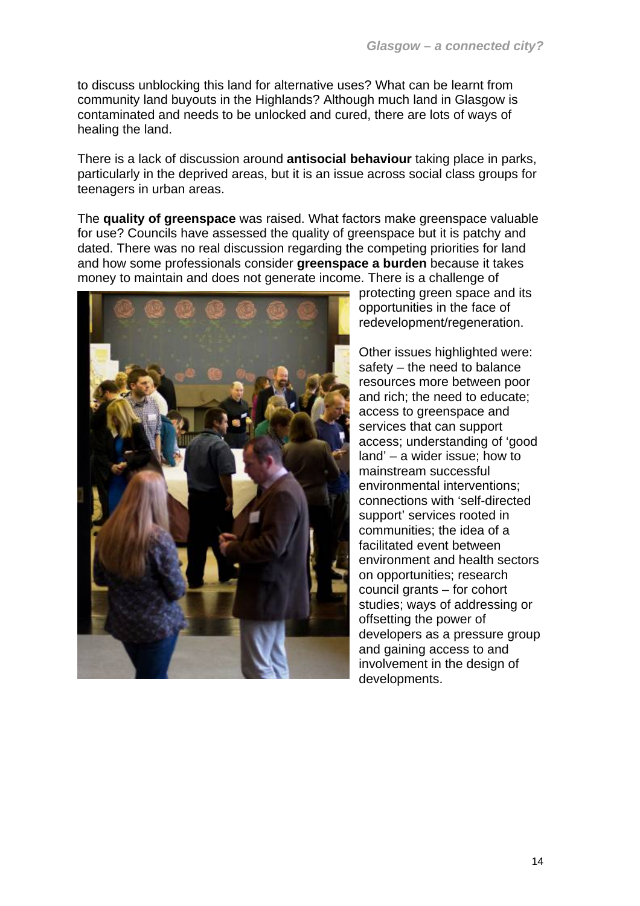to discuss unblocking this land for alternative uses? What can be learnt from community land buyouts in the Highlands? Although much land in Glasgow is contaminated and needs to be unlocked and cured, there are lots of ways of healing the land.

There is a lack of discussion around **antisocial behaviour** taking place in parks, particularly in the deprived areas, but it is an issue across social class groups for teenagers in urban areas.

The **quality of greenspace** was raised. What factors make greenspace valuable for use? Councils have assessed the quality of greenspace but it is patchy and dated. There was no real discussion regarding the competing priorities for land and how some professionals consider **greenspace a burden** because it takes money to maintain and does not generate income. There is a challenge of protecting green space and its opportunities in the face of redevelopment/regeneration.

Other issues highlighted were: safety – the need to balance resources more between poor and rich; the need to educate; access to greenspace and services that can support access; understanding of 'good land' – a wider issue; how to mainstream successful environmental interventions; connections with 'self-directed support' services rooted in communities; the idea of a facilitated event between environment and health sectors on opportunities; research council grants – for cohort studies; ways of addressing or offsetting the power of developers as a pressure group and gaining access to and involvement in the design of developments.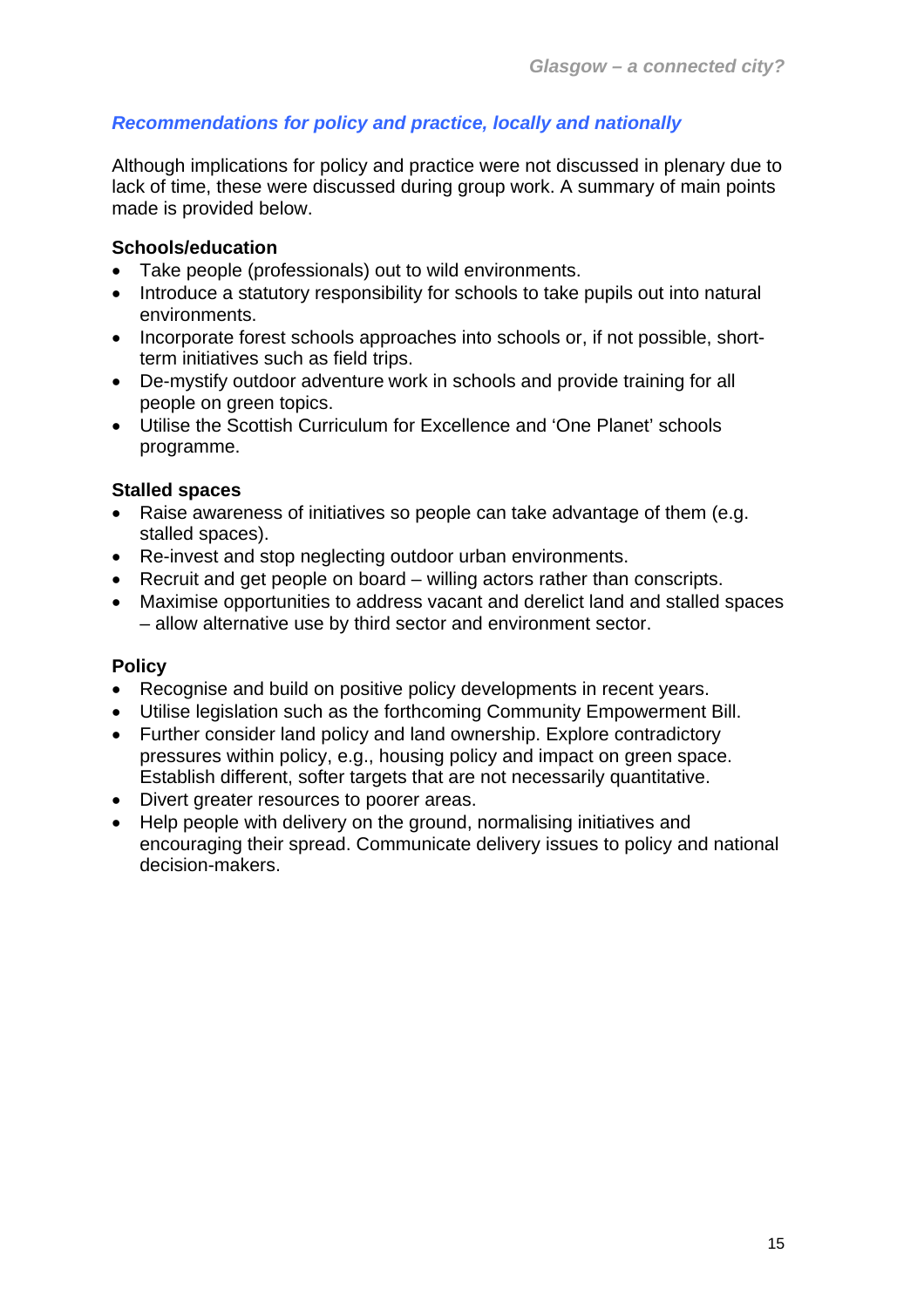## *Recommendations for policy and practice, locally and nationally*

Although implications for policy and practice were not discussed in plenary due to lack of time, these were discussed during group work. A summary of main points made is provided below.

**Schools/education**

- Take people (professionals) out to wild environments.
- Introduce a statutory responsibility for schools to take pupils out into natural environments.
- Incorporate forest schools approaches into schools or, if not possible, short-term initiatives such as field trips.
- De-mystify outdoor adventure work in schools and provide training for all people on green topics.
- Utilise the Scottish Curriculum for Excellence and 'One Planet' schools programme.

**Stalled spaces**

- Raise awareness of initiatives so people can take advantage of them (e.g. stalled spaces).
- Re-invest and stop neglecting outdoor urban environments.
- Recruit and get people on board – willing actors rather than conscripts.
- Maximise opportunities to address vacant and derelict land and stalled spaces – allow alternative use by third sector and environment sector.

**Policy**

- Recognise and build on positive policy developments in recent years.
- Utilise legislation such as the forthcoming Community Empowerment Bill.
- Further consider land policy and land ownership. Explore contradictory pressures within policy, e.g., housing policy and impact on green space. Establish different, softer targets that are not necessarily quantitative.
- Divert greater resources to poorer areas.
- Help people with delivery on the ground, normalising initiatives and encouraging their spread. Communicate delivery issues to policy and national decision-makers.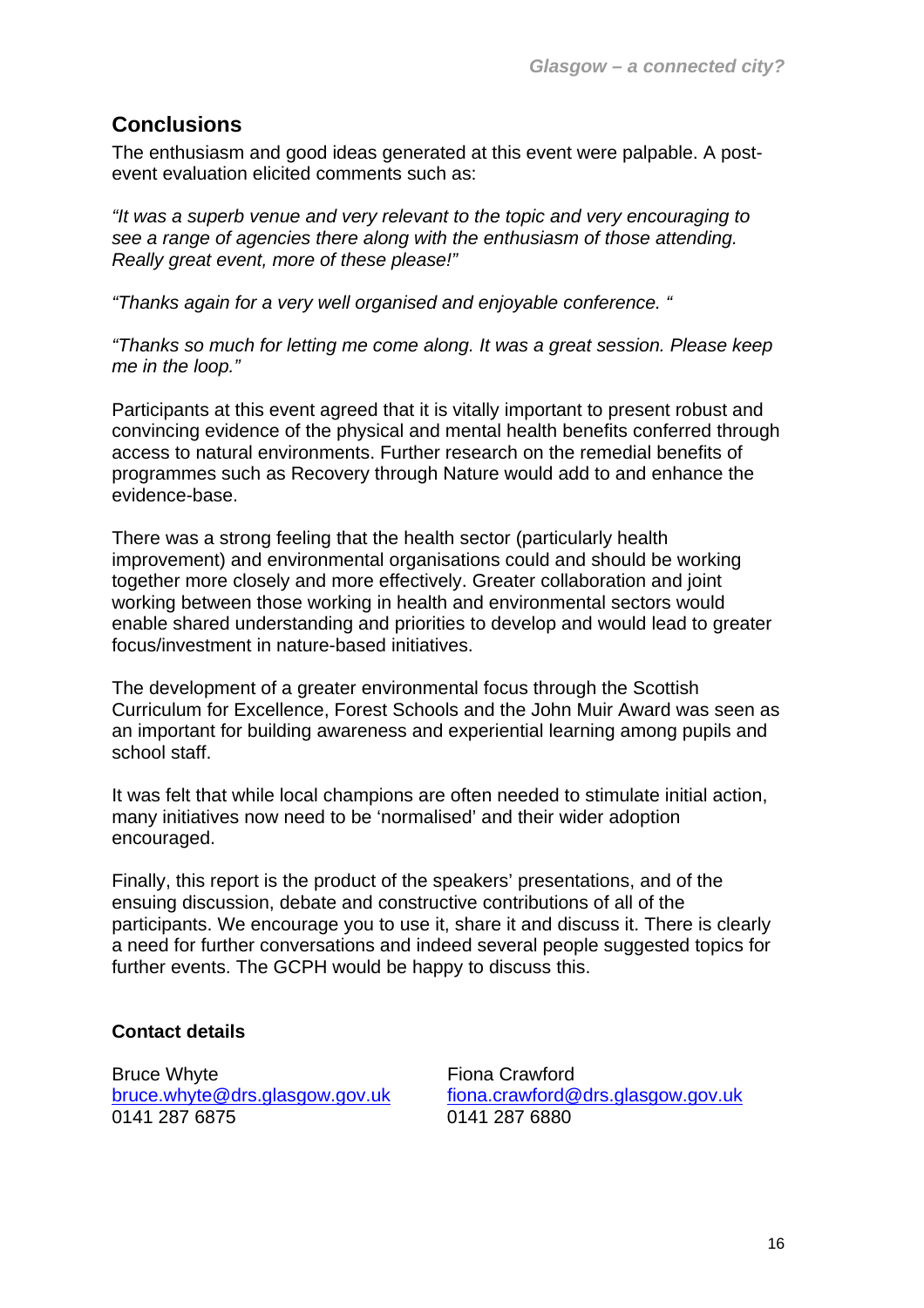## Conclusions

The enthusiasm and good ideas generated at this event were palpable. A post-event evaluation elicited comments such as:

*"It was a superb venue and very relevant to the topic and very encouraging to see a range of agencies there along with the enthusiasm of those attending. Really great event, more of these please!"*

*"Thanks again for a very well organised and enjoyable conference. "*

*"Thanks so much for letting me come along. It was a great session. Please keep me in the loop."*

Participants at this event agreed that it is vitally important to present robust and convincing evidence of the physical and mental health benefits conferred through access to natural environments. Further research on the remedial benefits of programmes such as Recovery through Nature would add to and enhance the evidence-base.

There was a strong feeling that the health sector (particularly health improvement) and environmental organisations could and should be working together more closely and more effectively. Greater collaboration and joint working between those working in health and environmental sectors would enable shared understanding and priorities to develop and would lead to greater focus/investment in nature-based initiatives.

The development of a greater environmental focus through the Scottish Curriculum for Excellence, Forest Schools and the John Muir Award was seen as an important for building awareness and experiential learning among pupils and school staff.

It was felt that while local champions are often needed to stimulate initial action, many initiatives now need to be 'normalised' and their wider adoption encouraged.

Finally, this report is the product of the speakers' presentations, and of the ensuing discussion, debate and constructive contributions of all of the participants. We encourage you to use it, share it and discuss it. There is clearly a need for further conversations and indeed several people suggested topics for further events. The GCPH would be happy to discuss this.

**Contact details**

Bruce Whyte
bruce.whyte@drs.glasgow.gov.uk
0141 287 6875

Fiona Crawford
fiona.crawford@drs.glasgow.gov.uk
0141 287 6880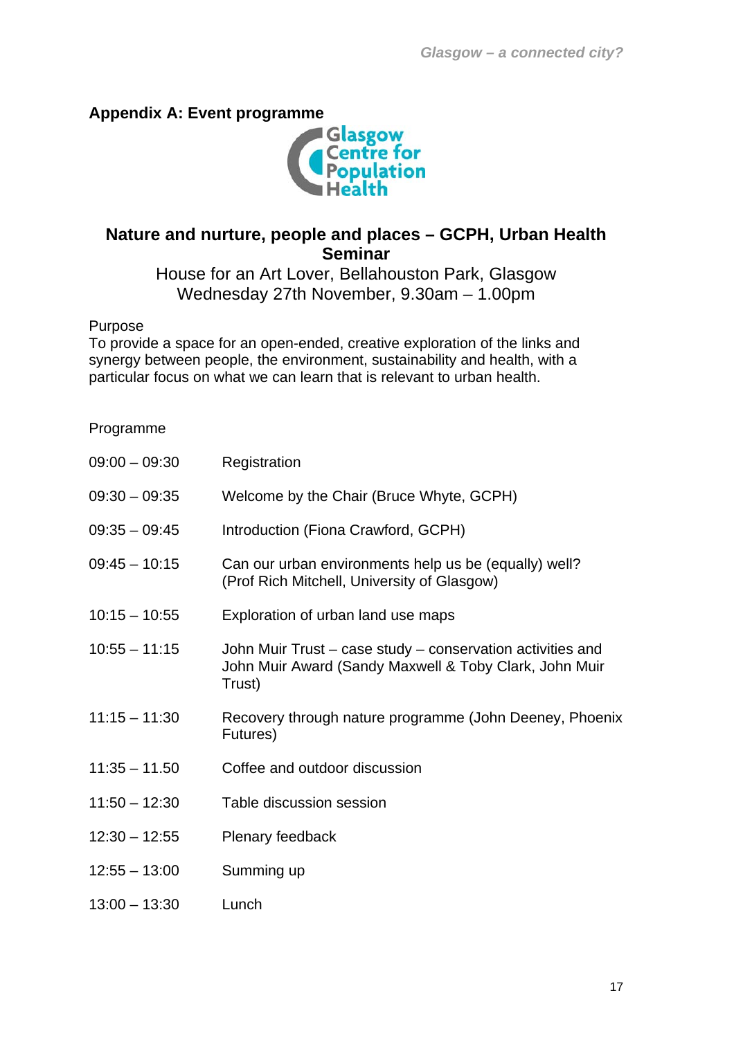## Appendix A: Event programme

Glasgow Centre for Population Health

### Nature and nurture, people and places – GCPH, Urban Health Seminar

House for an Art Lover, Bellahouston Park, Glasgow
Wednesday 27th November, 9.30am – 1.00pm

Purpose
To provide a space for an open-ended, creative exploration of the links and synergy between people, the environment, sustainability and health, with a particular focus on what we can learn that is relevant to urban health.

Programme

| | |
|---|---|
| 09:00 – 09:30 | Registration |
| 09:30 – 09:35 | Welcome by the Chair (Bruce Whyte, GCPH) |
| 09:35 – 09:45 | Introduction (Fiona Crawford, GCPH) |
| 09:45 – 10:15 | Can our urban environments help us be (equally) well? (Prof Rich Mitchell, University of Glasgow) |
| 10:15 – 10:55 | Exploration of urban land use maps |
| 10:55 – 11:15 | John Muir Trust – case study – conservation activities and John Muir Award (Sandy Maxwell & Toby Clark, John Muir Trust) |
| 11:15 – 11:30 | Recovery through nature programme (John Deeney, Phoenix Futures) |
| 11:35 – 11.50 | Coffee and outdoor discussion |
| 11:50 – 12:30 | Table discussion session |
| 12:30 – 12:55 | Plenary feedback |
| 12:55 – 13:00 | Summing up |
| 13:00 – 13:30 | Lunch |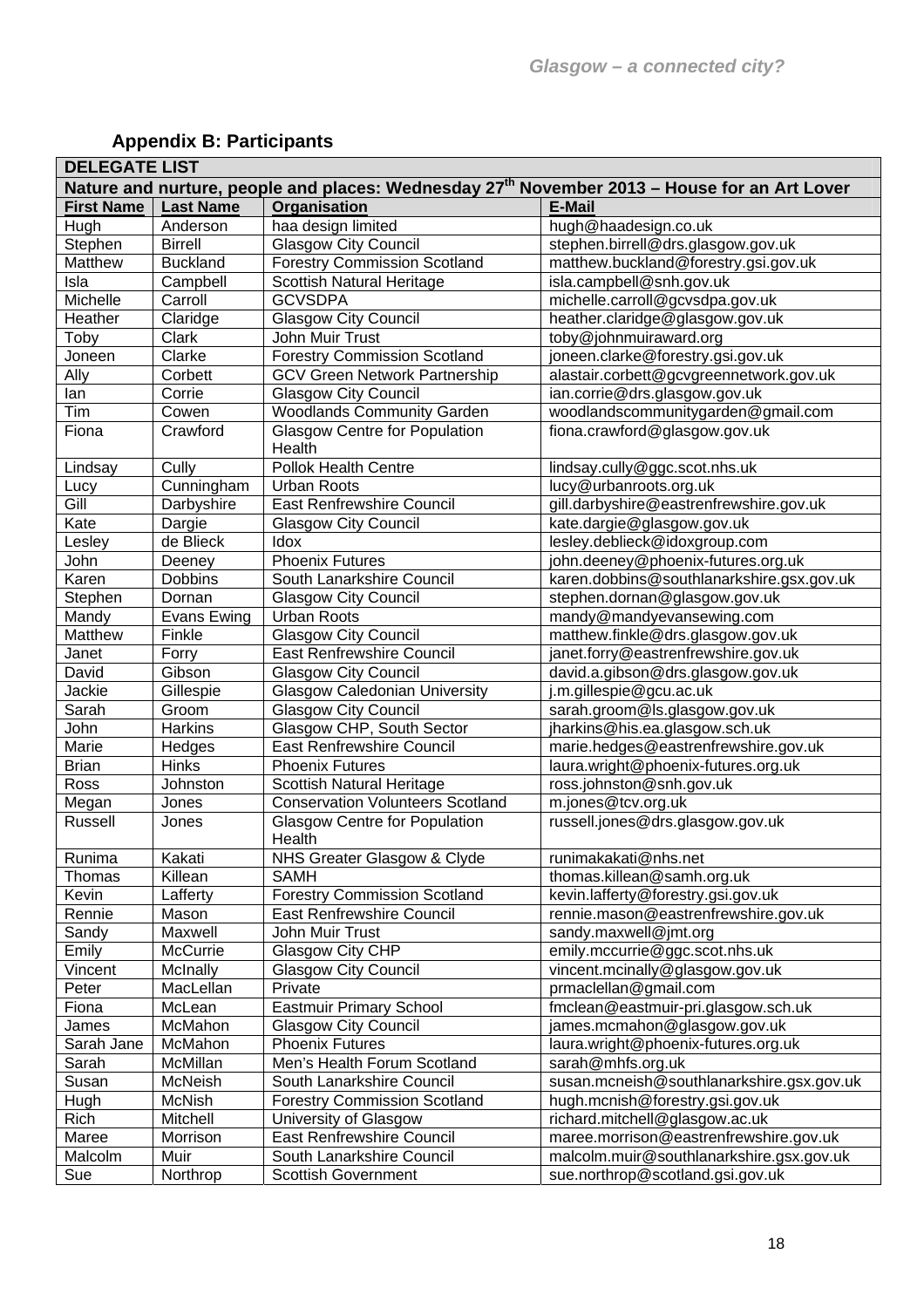## Appendix B: Participants

| DELEGATE LIST | | | |
|---|---|---|---|
| Nature and nurture, people and places: Wednesday 27th November 2013 – House for an Art Lover | | | |
| **First Name** | **Last Name** | **Organisation** | **E-Mail** |
| Hugh | Anderson | haa design limited | hugh@haadesign.co.uk |
| Stephen | Birrell | Glasgow City Council | stephen.birrell@drs.glasgow.gov.uk |
| Matthew | Buckland | Forestry Commission Scotland | matthew.buckland@forestry.gsi.gov.uk |
| Isla | Campbell | Scottish Natural Heritage | isla.campbell@snh.gov.uk |
| Michelle | Carroll | GCVSDPA | michelle.carroll@gcvsdpa.gov.uk |
| Heather | Claridge | Glasgow City Council | heather.claridge@glasgow.gov.uk |
| Toby | Clark | John Muir Trust | toby@johnmuiraward.org |
| Joneen | Clarke | Forestry Commission Scotland | joneen.clarke@forestry.gsi.gov.uk |
| Ally | Corbett | GCV Green Network Partnership | alastair.corbett@gcvgreennetwork.gov.uk |
| Ian | Corrie | Glasgow City Council | ian.corrie@drs.glasgow.gov.uk |
| Tim | Cowen | Woodlands Community Garden | woodlandscommunitygarden@gmail.com |
| Fiona | Crawford | Glasgow Centre for Population Health | fiona.crawford@glasgow.gov.uk |
| Lindsay | Cully | Pollok Health Centre | lindsay.cully@ggc.scot.nhs.uk |
| Lucy | Cunningham | Urban Roots | lucy@urbanroots.org.uk |
| Gill | Darbyshire | East Renfrewshire Council | gill.darbyshire@eastrenfrewshire.gov.uk |
| Kate | Dargie | Glasgow City Council | kate.dargie@glasgow.gov.uk |
| Lesley | de Blieck | Idox | lesley.deblieck@idoxgroup.com |
| John | Deeney | Phoenix Futures | john.deeney@phoenix-futures.org.uk |
| Karen | Dobbins | South Lanarkshire Council | karen.dobbins@southlanarkshire.gsx.gov.uk |
| Stephen | Dornan | Glasgow City Council | stephen.dornan@glasgow.gov.uk |
| Mandy | Evans Ewing | Urban Roots | mandy@mandyevansewing.com |
| Matthew | Finkle | Glasgow City Council | matthew.finkle@drs.glasgow.gov.uk |
| Janet | Forry | East Renfrewshire Council | janet.forry@eastrenfrewshire.gov.uk |
| David | Gibson | Glasgow City Council | david.a.gibson@drs.glasgow.gov.uk |
| Jackie | Gillespie | Glasgow Caledonian University | j.m.gillespie@gcu.ac.uk |
| Sarah | Groom | Glasgow City Council | sarah.groom@ls.glasgow.gov.uk |
| John | Harkins | Glasgow CHP, South Sector | jharkins@his.ea.glasgow.sch.uk |
| Marie | Hedges | East Renfrewshire Council | marie.hedges@eastrenfrewshire.gov.uk |
| Brian | Hinks | Phoenix Futures | laura.wright@phoenix-futures.org.uk |
| Ross | Johnston | Scottish Natural Heritage | ross.johnston@snh.gov.uk |
| Megan | Jones | Conservation Volunteers Scotland | m.jones@tcv.org.uk |
| Russell | Jones | Glasgow Centre for Population Health | russell.jones@drs.glasgow.gov.uk |
| Runima | Kakati | NHS Greater Glasgow & Clyde | runimakakati@nhs.net |
| Thomas | Killean | SAMH | thomas.killean@samh.org.uk |
| Kevin | Lafferty | Forestry Commission Scotland | kevin.lafferty@forestry.gsi.gov.uk |
| Rennie | Mason | East Renfrewshire Council | rennie.mason@eastrenfrewshire.gov.uk |
| Sandy | Maxwell | John Muir Trust | sandy.maxwell@jmt.org |
| Emily | McCurrie | Glasgow City CHP | emily.mccurrie@ggc.scot.nhs.uk |
| Vincent | McInally | Glasgow City Council | vincent.mcinally@glasgow.gov.uk |
| Peter | MacLellan | Private | prmaclellan@gmail.com |
| Fiona | McLean | Eastmuir Primary School | fmclean@eastmuir-pri.glasgow.sch.uk |
| James | McMahon | Glasgow City Council | james.mcmahon@glasgow.gov.uk |
| Sarah Jane | McMahon | Phoenix Futures | laura.wright@phoenix-futures.org.uk |
| Sarah | McMillan | Men's Health Forum Scotland | sarah@mhfs.org.uk |
| Susan | McNeish | South Lanarkshire Council | susan.mcneish@southlanarkshire.gsx.gov.uk |
| Hugh | McNish | Forestry Commission Scotland | hugh.mcnish@forestry.gsi.gov.uk |
| Rich | Mitchell | University of Glasgow | richard.mitchell@glasgow.ac.uk |
| Maree | Morrison | East Renfrewshire Council | maree.morrison@eastrenfrewshire.gov.uk |
| Malcolm | Muir | South Lanarkshire Council | malcolm.muir@southlanarkshire.gsx.gov.uk |
| Sue | Northrop | Scottish Government | sue.northrop@scotland.gsi.gov.uk |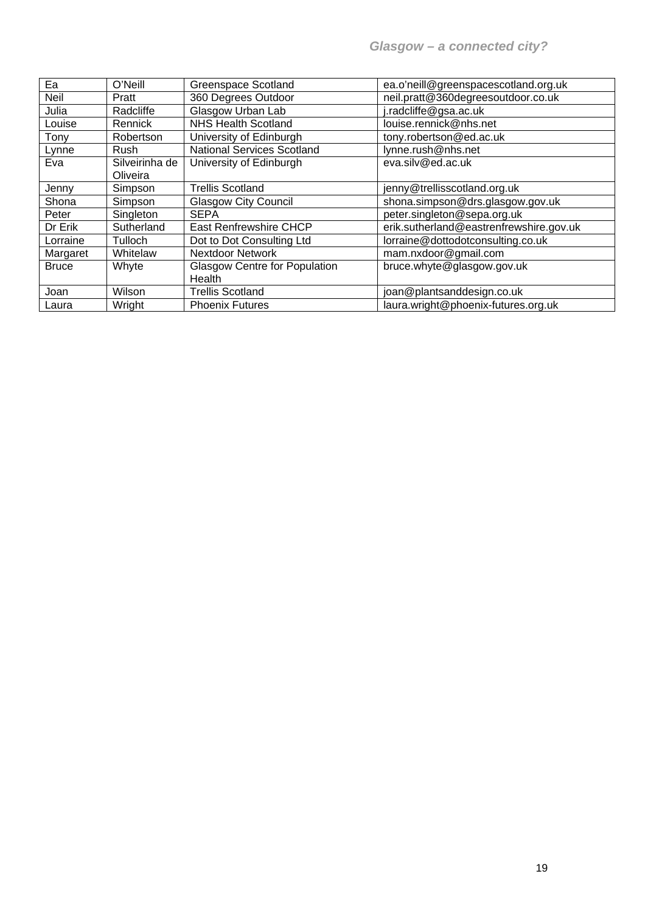| Ea | O'Neill | Greenspace Scotland | ea.o'neill@greenspacescotland.org.uk |
|---|---|---|---|
| Neil | Pratt | 360 Degrees Outdoor | neil.pratt@360degreesoutdoor.co.uk |
| Julia | Radcliffe | Glasgow Urban Lab | j.radcliffe@gsa.ac.uk |
| Louise | Rennick | NHS Health Scotland | louise.rennick@nhs.net |
| Tony | Robertson | University of Edinburgh | tony.robertson@ed.ac.uk |
| Lynne | Rush | National Services Scotland | lynne.rush@nhs.net |
| Eva | Silveirinha de Oliveira | University of Edinburgh | eva.silv@ed.ac.uk |
| Jenny | Simpson | Trellis Scotland | jenny@trellisscotland.org.uk |
| Shona | Simpson | Glasgow City Council | shona.simpson@drs.glasgow.gov.uk |
| Peter | Singleton | SEPA | peter.singleton@sepa.org.uk |
| Dr Erik | Sutherland | East Renfrewshire CHCP | erik.sutherland@eastrenfrewshire.gov.uk |
| Lorraine | Tulloch | Dot to Dot Consulting Ltd | lorraine@dottodotconsulting.co.uk |
| Margaret | Whitelaw | Nextdoor Network | mam.nxdoor@gmail.com |
| Bruce | Whyte | Glasgow Centre for Population Health | bruce.whyte@glasgow.gov.uk |
| Joan | Wilson | Trellis Scotland | joan@plantsanddesign.co.uk |
| Laura | Wright | Phoenix Futures | laura.wright@phoenix-futures.org.uk |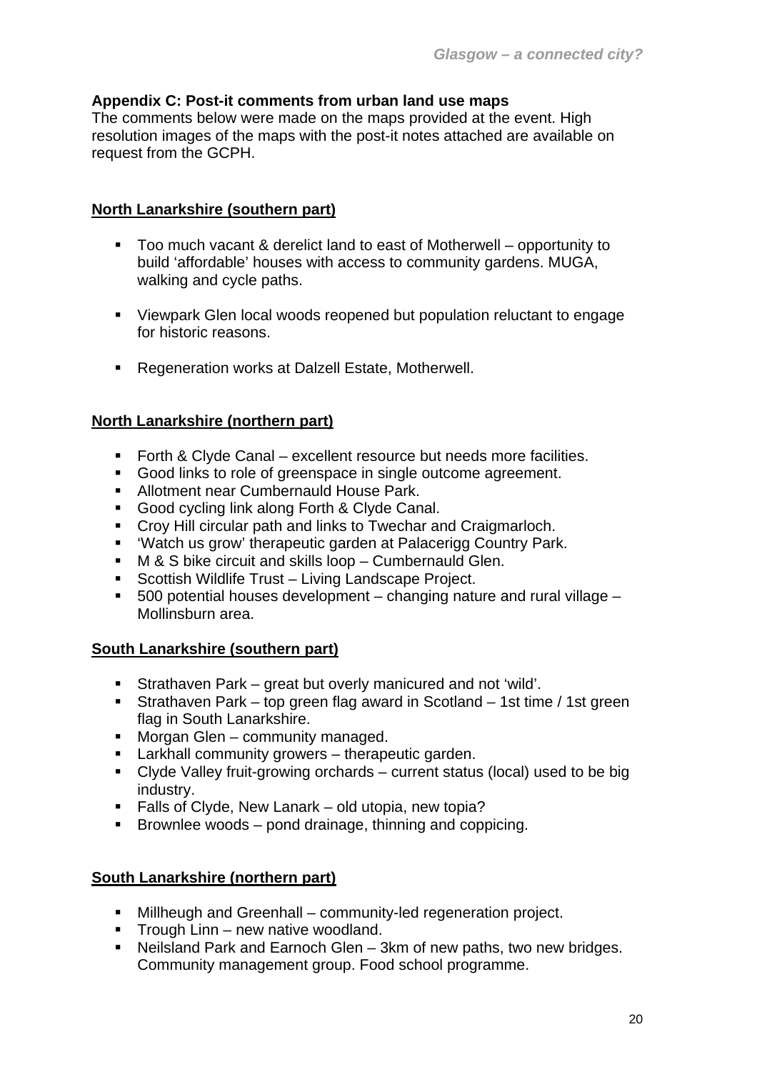## Appendix C: Post-it comments from urban land use maps

The comments below were made on the maps provided at the event. High resolution images of the maps with the post-it notes attached are available on request from the GCPH.

### North Lanarkshire (southern part)

- Too much vacant & derelict land to east of Motherwell – opportunity to build 'affordable' houses with access to community gardens. MUGA, walking and cycle paths.
- Viewpark Glen local woods reopened but population reluctant to engage for historic reasons.
- Regeneration works at Dalzell Estate, Motherwell.

### North Lanarkshire (northern part)

- Forth & Clyde Canal – excellent resource but needs more facilities.
- Good links to role of greenspace in single outcome agreement.
- Allotment near Cumbernauld House Park.
- Good cycling link along Forth & Clyde Canal.
- Croy Hill circular path and links to Twechar and Craigmarloch.
- 'Watch us grow' therapeutic garden at Palacerigg Country Park.
- M & S bike circuit and skills loop – Cumbernauld Glen.
- Scottish Wildlife Trust – Living Landscape Project.
- 500 potential houses development – changing nature and rural village – Mollinsburn area.

### South Lanarkshire (southern part)

- Strathaven Park – great but overly manicured and not 'wild'.
- Strathaven Park – top green flag award in Scotland – 1st time / 1st green flag in South Lanarkshire.
- Morgan Glen – community managed.
- Larkhall community growers – therapeutic garden.
- Clyde Valley fruit-growing orchards – current status (local) used to be big industry.
- Falls of Clyde, New Lanark – old utopia, new topia?
- Brownlee woods – pond drainage, thinning and coppicing.

### South Lanarkshire (northern part)

- Millheugh and Greenhall – community-led regeneration project.
- Trough Linn – new native woodland.
- Neilsland Park and Earnoch Glen – 3km of new paths, two new bridges. Community management group. Food school programme.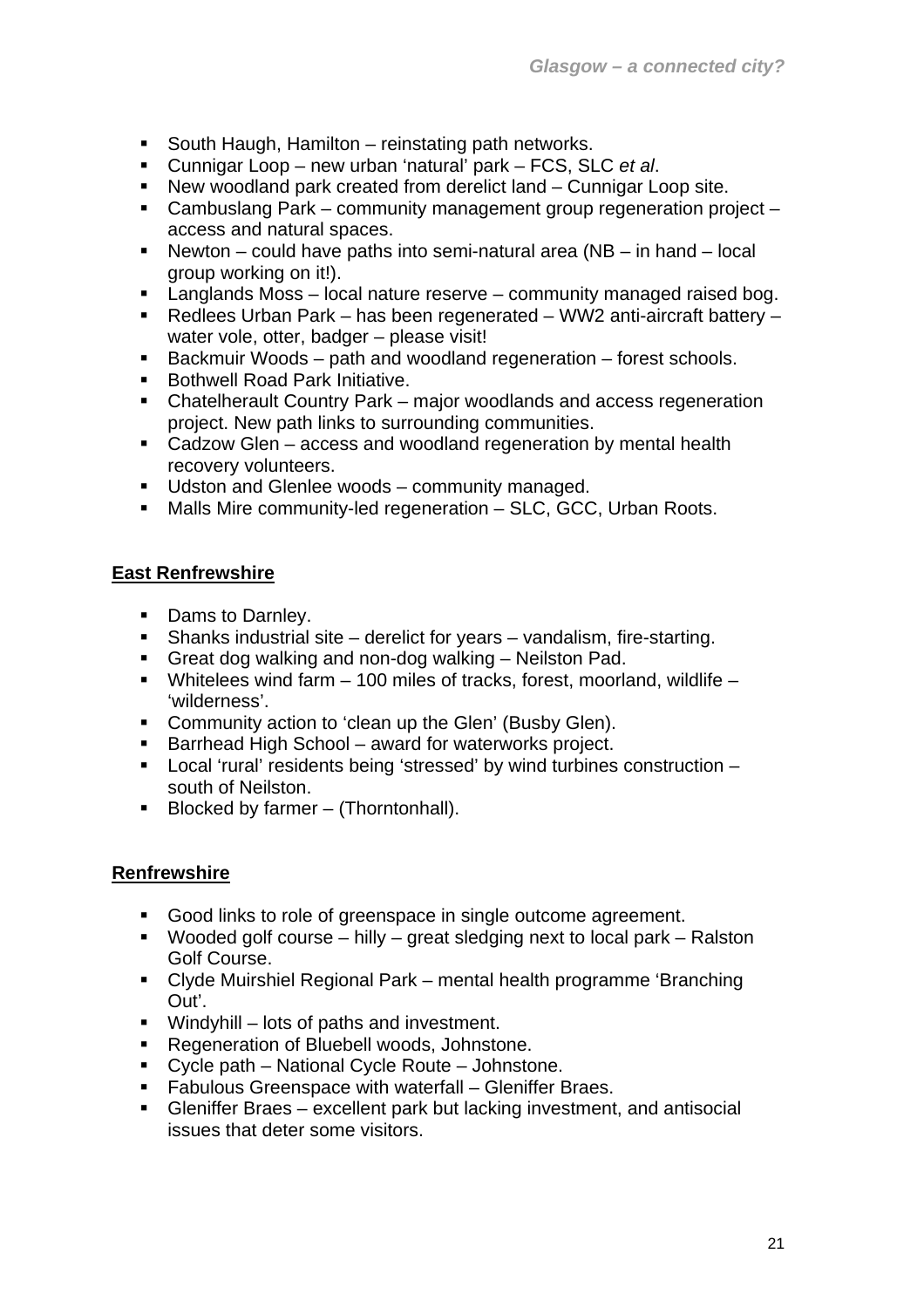- South Haugh, Hamilton – reinstating path networks.
- Cunnigar Loop – new urban 'natural' park – FCS, SLC *et al*.
- New woodland park created from derelict land – Cunnigar Loop site.
- Cambuslang Park – community management group regeneration project – access and natural spaces.
- Newton – could have paths into semi-natural area (NB – in hand – local group working on it!).
- Langlands Moss – local nature reserve – community managed raised bog.
- Redlees Urban Park – has been regenerated – WW2 anti-aircraft battery – water vole, otter, badger – please visit!
- Backmuir Woods – path and woodland regeneration – forest schools.
- Bothwell Road Park Initiative.
- Chatelherault Country Park – major woodlands and access regeneration project. New path links to surrounding communities.
- Cadzow Glen – access and woodland regeneration by mental health recovery volunteers.
- Udston and Glenlee woods – community managed.
- Malls Mire community-led regeneration – SLC, GCC, Urban Roots.

**East Renfrewshire**

- Dams to Darnley.
- Shanks industrial site – derelict for years – vandalism, fire-starting.
- Great dog walking and non-dog walking – Neilston Pad.
- Whitelees wind farm – 100 miles of tracks, forest, moorland, wildlife – 'wilderness'.
- Community action to 'clean up the Glen' (Busby Glen).
- Barrhead High School – award for waterworks project.
- Local 'rural' residents being 'stressed' by wind turbines construction – south of Neilston.
- Blocked by farmer – (Thorntonhall).

**Renfrewshire**

- Good links to role of greenspace in single outcome agreement.
- Wooded golf course – hilly – great sledging next to local park – Ralston Golf Course.
- Clyde Muirshiel Regional Park – mental health programme 'Branching Out'.
- Windyhill – lots of paths and investment.
- Regeneration of Bluebell woods, Johnstone.
- Cycle path – National Cycle Route – Johnstone.
- Fabulous Greenspace with waterfall – Gleniffer Braes.
- Gleniffer Braes – excellent park but lacking investment, and antisocial issues that deter some visitors.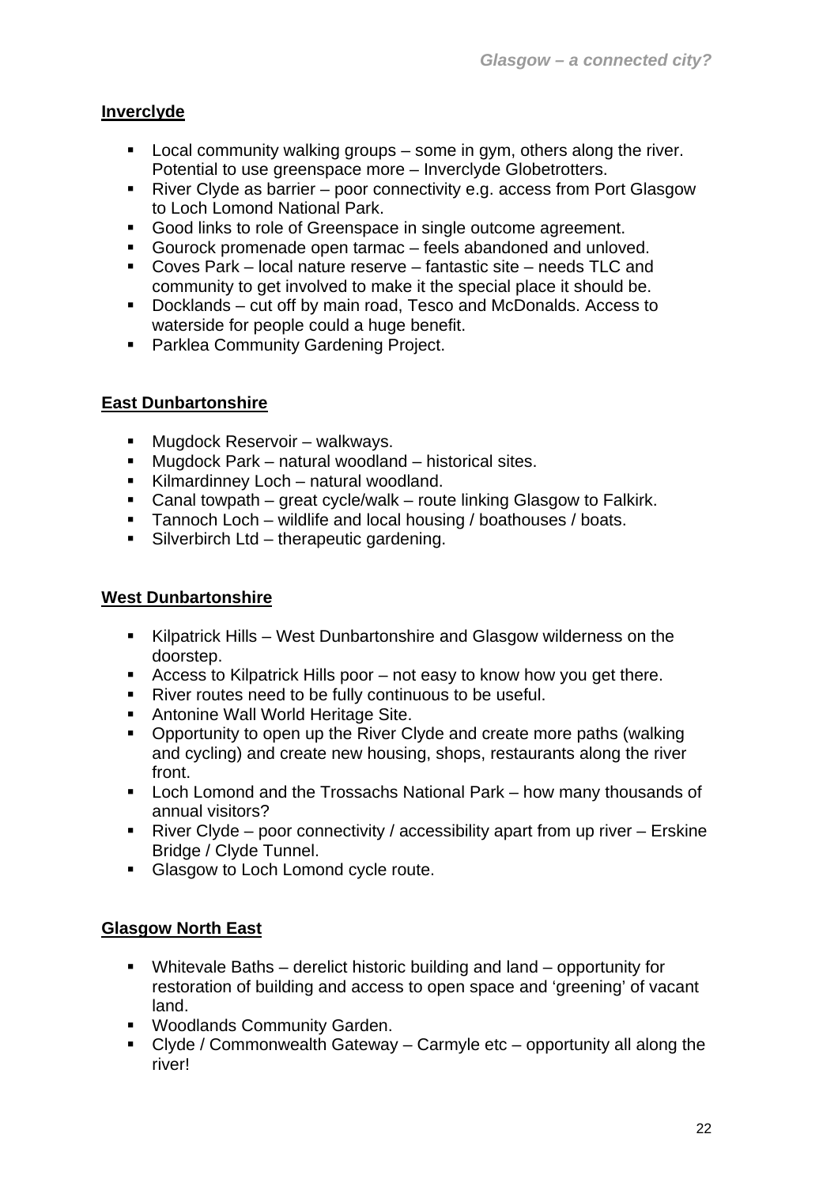**Inverclyde**

- Local community walking groups – some in gym, others along the river. Potential to use greenspace more – Inverclyde Globetrotters.
- River Clyde as barrier – poor connectivity e.g. access from Port Glasgow to Loch Lomond National Park.
- Good links to role of Greenspace in single outcome agreement.
- Gourock promenade open tarmac – feels abandoned and unloved.
- Coves Park – local nature reserve – fantastic site – needs TLC and community to get involved to make it the special place it should be.
- Docklands – cut off by main road, Tesco and McDonalds. Access to waterside for people could a huge benefit.
- Parklea Community Gardening Project.

**East Dunbartonshire**

- Mugdock Reservoir – walkways.
- Mugdock Park – natural woodland – historical sites.
- Kilmardinney Loch – natural woodland.
- Canal towpath – great cycle/walk – route linking Glasgow to Falkirk.
- Tannoch Loch – wildlife and local housing / boathouses / boats.
- Silverbirch Ltd – therapeutic gardening.

**West Dunbartonshire**

- Kilpatrick Hills – West Dunbartonshire and Glasgow wilderness on the doorstep.
- Access to Kilpatrick Hills poor – not easy to know how you get there.
- River routes need to be fully continuous to be useful.
- Antonine Wall World Heritage Site.
- Opportunity to open up the River Clyde and create more paths (walking and cycling) and create new housing, shops, restaurants along the river front.
- Loch Lomond and the Trossachs National Park – how many thousands of annual visitors?
- River Clyde – poor connectivity / accessibility apart from up river – Erskine Bridge / Clyde Tunnel.
- Glasgow to Loch Lomond cycle route.

**Glasgow North East**

- Whitevale Baths – derelict historic building and land – opportunity for restoration of building and access to open space and 'greening' of vacant land.
- Woodlands Community Garden.
- Clyde / Commonwealth Gateway – Carmyle etc – opportunity all along the river!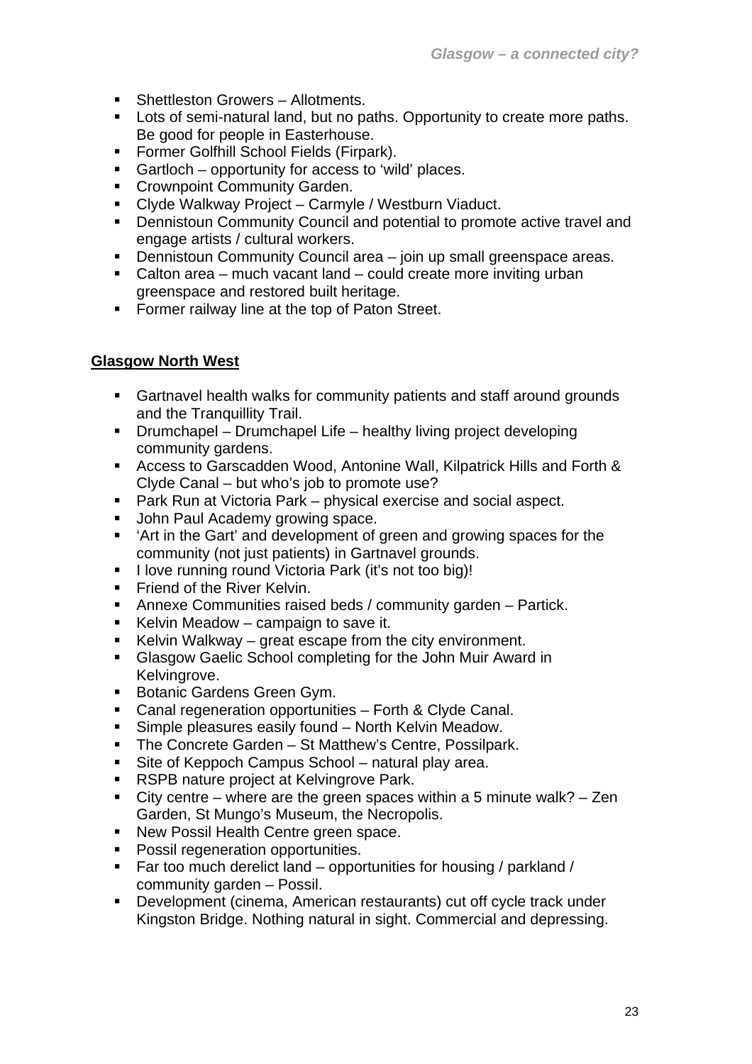- Shettleston Growers – Allotments.
- Lots of semi-natural land, but no paths. Opportunity to create more paths. Be good for people in Easterhouse.
- Former Golfhill School Fields (Firpark).
- Gartloch – opportunity for access to 'wild' places.
- Crownpoint Community Garden.
- Clyde Walkway Project – Carmyle / Westburn Viaduct.
- Dennistoun Community Council and potential to promote active travel and engage artists / cultural workers.
- Dennistoun Community Council area – join up small greenspace areas.
- Calton area – much vacant land – could create more inviting urban greenspace and restored built heritage.
- Former railway line at the top of Paton Street.

**Glasgow North West**

- Gartnavel health walks for community patients and staff around grounds and the Tranquillity Trail.
- Drumchapel – Drumchapel Life – healthy living project developing community gardens.
- Access to Garscadden Wood, Antonine Wall, Kilpatrick Hills and Forth & Clyde Canal – but who's job to promote use?
- Park Run at Victoria Park – physical exercise and social aspect.
- John Paul Academy growing space.
- 'Art in the Gart' and development of green and growing spaces for the community (not just patients) in Gartnavel grounds.
- I love running round Victoria Park (it's not too big)!
- Friend of the River Kelvin.
- Annexe Communities raised beds / community garden – Partick.
- Kelvin Meadow – campaign to save it.
- Kelvin Walkway – great escape from the city environment.
- Glasgow Gaelic School completing for the John Muir Award in Kelvingrove.
- Botanic Gardens Green Gym.
- Canal regeneration opportunities – Forth & Clyde Canal.
- Simple pleasures easily found – North Kelvin Meadow.
- The Concrete Garden – St Matthew's Centre, Possilpark.
- Site of Keppoch Campus School – natural play area.
- RSPB nature project at Kelvingrove Park.
- City centre – where are the green spaces within a 5 minute walk? – Zen Garden, St Mungo's Museum, the Necropolis.
- New Possil Health Centre green space.
- Possil regeneration opportunities.
- Far too much derelict land – opportunities for housing / parkland / community garden – Possil.
- Development (cinema, American restaurants) cut off cycle track under Kingston Bridge. Nothing natural in sight. Commercial and depressing.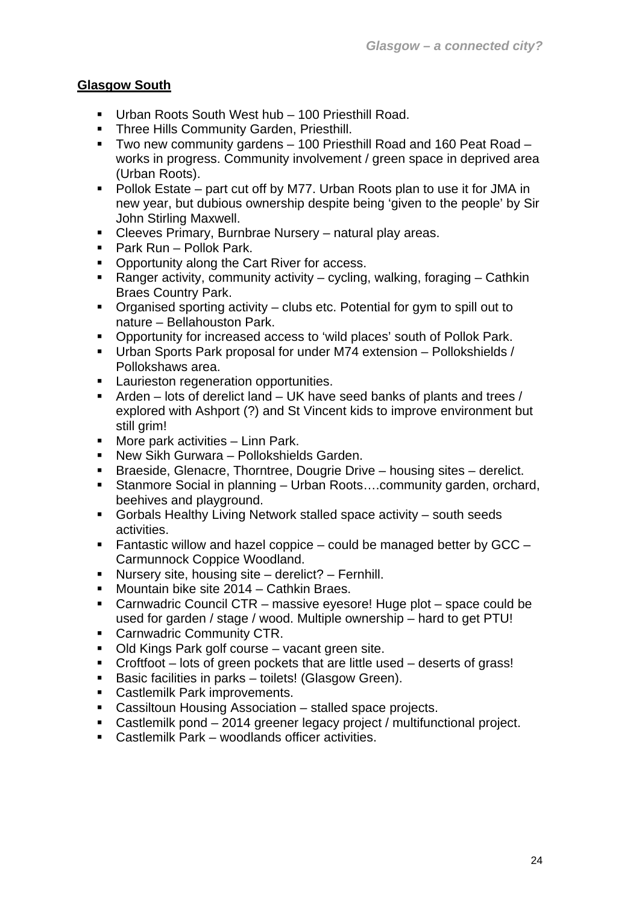**Glasgow South**

- Urban Roots South West hub – 100 Priesthill Road.
- Three Hills Community Garden, Priesthill.
- Two new community gardens – 100 Priesthill Road and 160 Peat Road – works in progress. Community involvement / green space in deprived area (Urban Roots).
- Pollok Estate – part cut off by M77. Urban Roots plan to use it for JMA in new year, but dubious ownership despite being 'given to the people' by Sir John Stirling Maxwell.
- Cleeves Primary, Burnbrae Nursery – natural play areas.
- Park Run – Pollok Park.
- Opportunity along the Cart River for access.
- Ranger activity, community activity – cycling, walking, foraging – Cathkin Braes Country Park.
- Organised sporting activity – clubs etc. Potential for gym to spill out to nature – Bellahouston Park.
- Opportunity for increased access to 'wild places' south of Pollok Park.
- Urban Sports Park proposal for under M74 extension – Pollokshields / Pollokshaws area.
- Laurieston regeneration opportunities.
- Arden – lots of derelict land – UK have seed banks of plants and trees / explored with Ashport (?) and St Vincent kids to improve environment but still grim!
- More park activities – Linn Park.
- New Sikh Gurwara – Pollokshields Garden.
- Braeside, Glenacre, Thorntree, Dougrie Drive – housing sites – derelict.
- Stanmore Social in planning – Urban Roots….community garden, orchard, beehives and playground.
- Gorbals Healthy Living Network stalled space activity – south seeds activities.
- Fantastic willow and hazel coppice – could be managed better by GCC – Carmunnock Coppice Woodland.
- Nursery site, housing site – derelict? – Fernhill.
- Mountain bike site 2014 – Cathkin Braes.
- Carnwadric Council CTR – massive eyesore! Huge plot – space could be used for garden / stage / wood. Multiple ownership – hard to get PTU!
- Carnwadric Community CTR.
- Old Kings Park golf course – vacant green site.
- Croftfoot – lots of green pockets that are little used – deserts of grass!
- Basic facilities in parks – toilets! (Glasgow Green).
- Castlemilk Park improvements.
- Cassiltoun Housing Association – stalled space projects.
- Castlemilk pond – 2014 greener legacy project / multifunctional project.
- Castlemilk Park – woodlands officer activities.